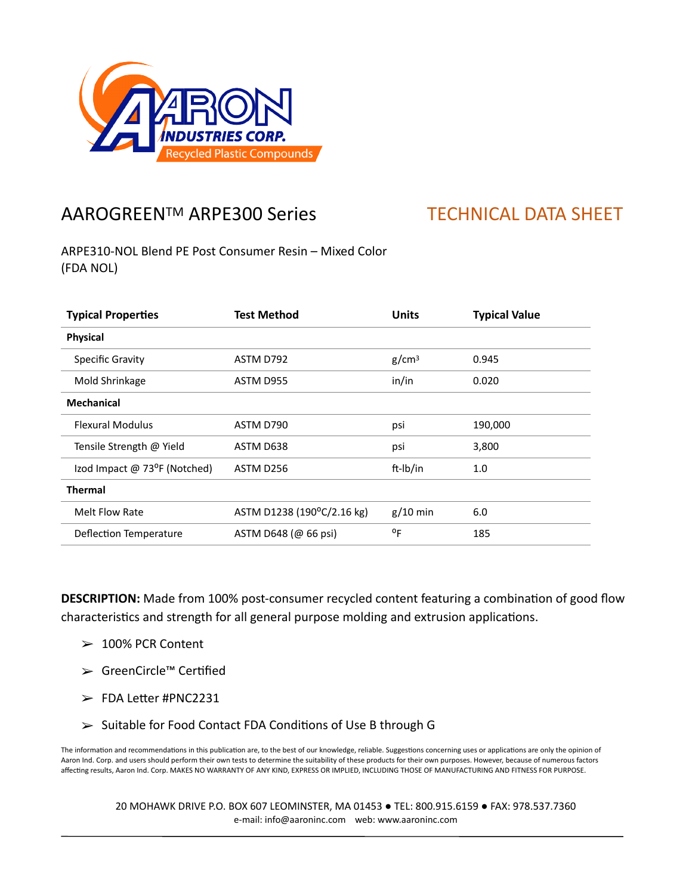AARON INDUSTRIES CORP.
Recycled Plastic Compounds

# AAROGREEN™ ARPE300 Series

## TECHNICAL DATA SHEET

ARPE310-NOL Blend PE Post Consumer Resin – Mixed Color
(FDA NOL)

| Typical Properties | Test Method | Units | Typical Value |
|---|---|---|---|
| **Physical** | | | |
| Specific Gravity | ASTM D792 | g/cm³ | 0.945 |
| Mold Shrinkage | ASTM D955 | in/in | 0.020 |
| **Mechanical** | | | |
| Flexural Modulus | ASTM D790 | psi | 190,000 |
| Tensile Strength @ Yield | ASTM D638 | psi | 3,800 |
| Izod Impact @ 73ºF (Notched) | ASTM D256 | ft-lb/in | 1.0 |
| **Thermal** | | | |
| Melt Flow Rate | ASTM D1238 (190ºC/2.16 kg) | g/10 min | 6.0 |
| Deflection Temperature | ASTM D648 (@ 66 psi) | ºF | 185 |

**DESCRIPTION:** Made from 100% post-consumer recycled content featuring a combination of good flow characteristics and strength for all general purpose molding and extrusion applications.

- 100% PCR Content
- GreenCircle™ Certified
- FDA Letter #PNC2231
- Suitable for Food Contact FDA Conditions of Use B through G

The information and recommendations in this publication are, to the best of our knowledge, reliable. Suggestions concerning uses or applications are only the opinion of Aaron Ind. Corp. and users should perform their own tests to determine the suitability of these products for their own purposes. However, because of numerous factors affecting results, Aaron Ind. Corp. MAKES NO WARRANTY OF ANY KIND, EXPRESS OR IMPLIED, INCLUDING THOSE OF MANUFACTURING AND FITNESS FOR PURPOSE.

20 MOHAWK DRIVE P.O. BOX 607 LEOMINSTER, MA 01453 ● TEL: 800.915.6159 ● FAX: 978.537.7360
e-mail: info@aaroninc.com web: www.aaroninc.com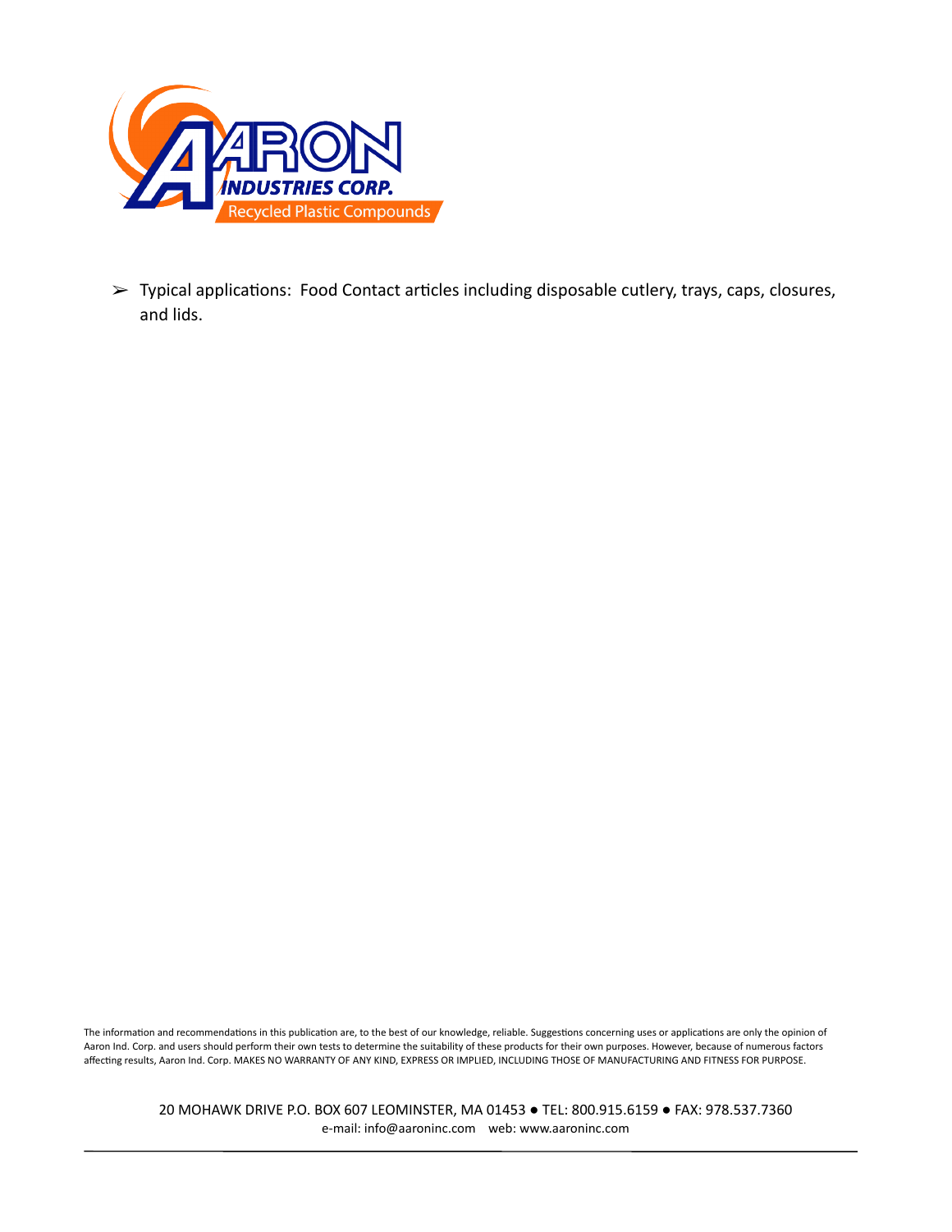- Typical applications: Food Contact articles including disposable cutlery, trays, caps, closures, and lids.

The information and recommendations in this publication are, to the best of our knowledge, reliable. Suggestions concerning uses or applications are only the opinion of Aaron Ind. Corp. and users should perform their own tests to determine the suitability of these products for their own purposes. However, because of numerous factors affecting results, Aaron Ind. Corp. MAKES NO WARRANTY OF ANY KIND, EXPRESS OR IMPLIED, INCLUDING THOSE OF MANUFACTURING AND FITNESS FOR PURPOSE.

20 MOHAWK DRIVE P.O. BOX 607 LEOMINSTER, MA 01453 ● TEL: 800.915.6159 ● FAX: 978.537.7360
e-mail: info@aaroninc.com web: www.aaroninc.com